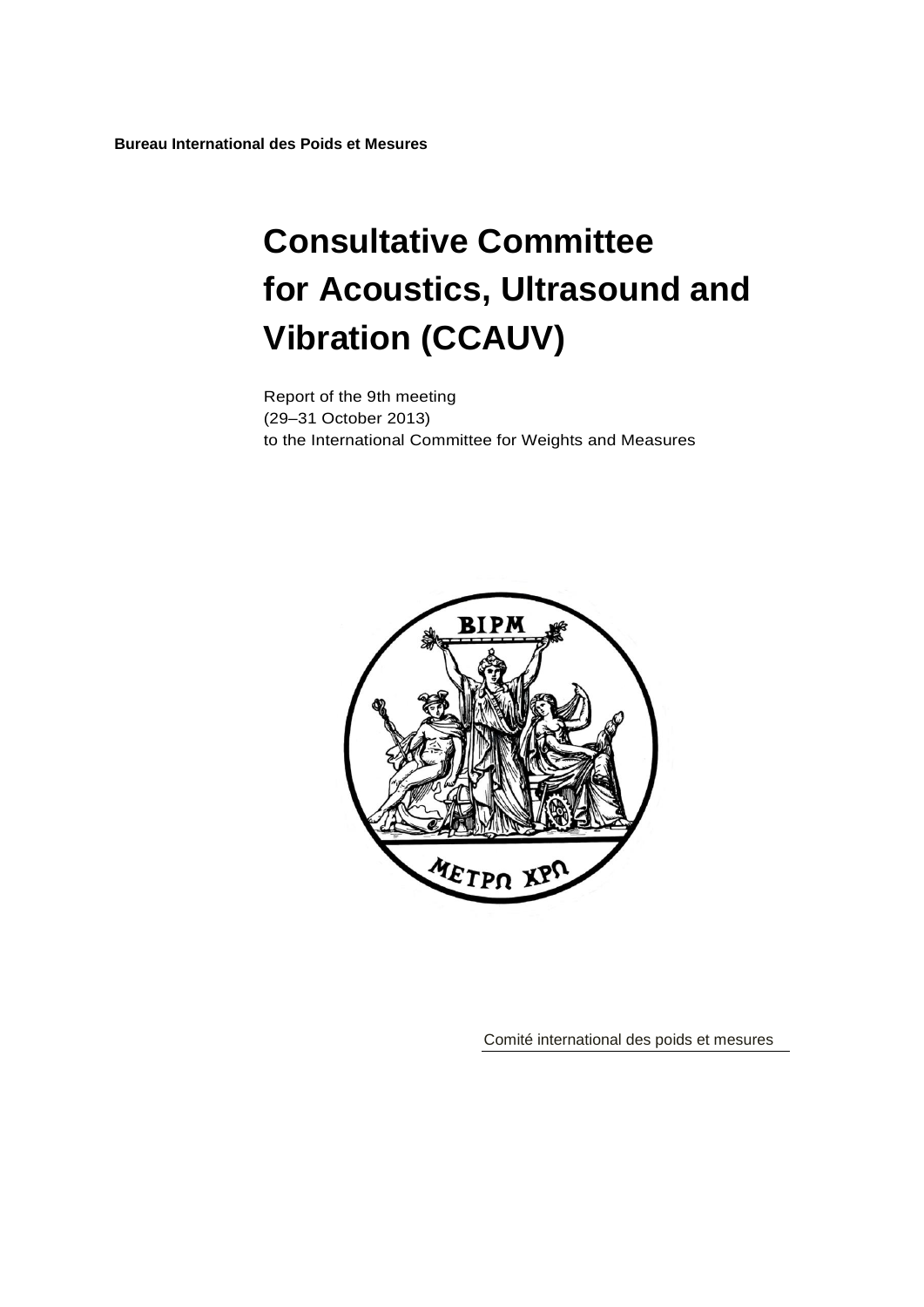**Bureau International des Poids et Mesures**

# Consultative Committee for Acoustics, Ultrasound and Vibration (CCAUV)

Report of the 9th meeting
(29–31 October 2013)
to the International Committee for Weights and Measures

Comité international des poids et mesures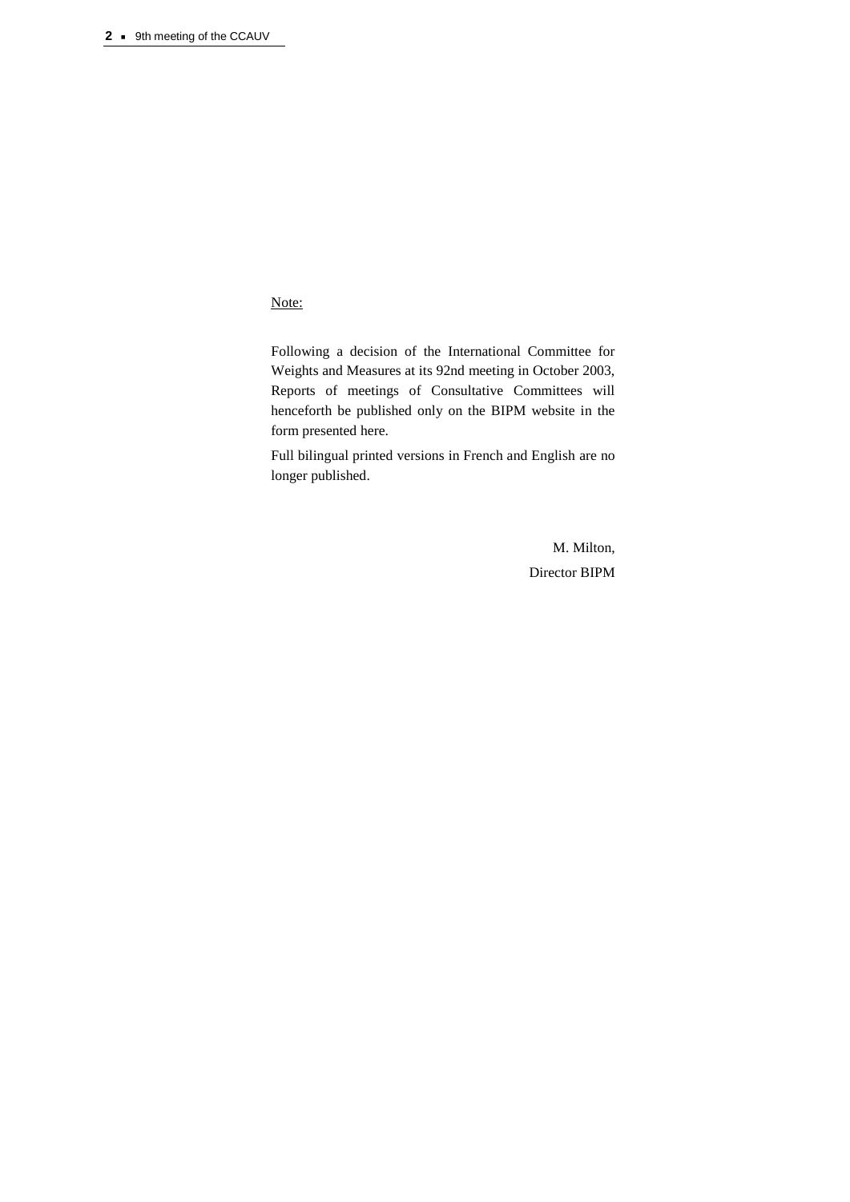Note:

Following a decision of the International Committee for Weights and Measures at its 92nd meeting in October 2003, Reports of meetings of Consultative Committees will henceforth be published only on the BIPM website in the form presented here.

Full bilingual printed versions in French and English are no longer published.

M. Milton,

Director BIPM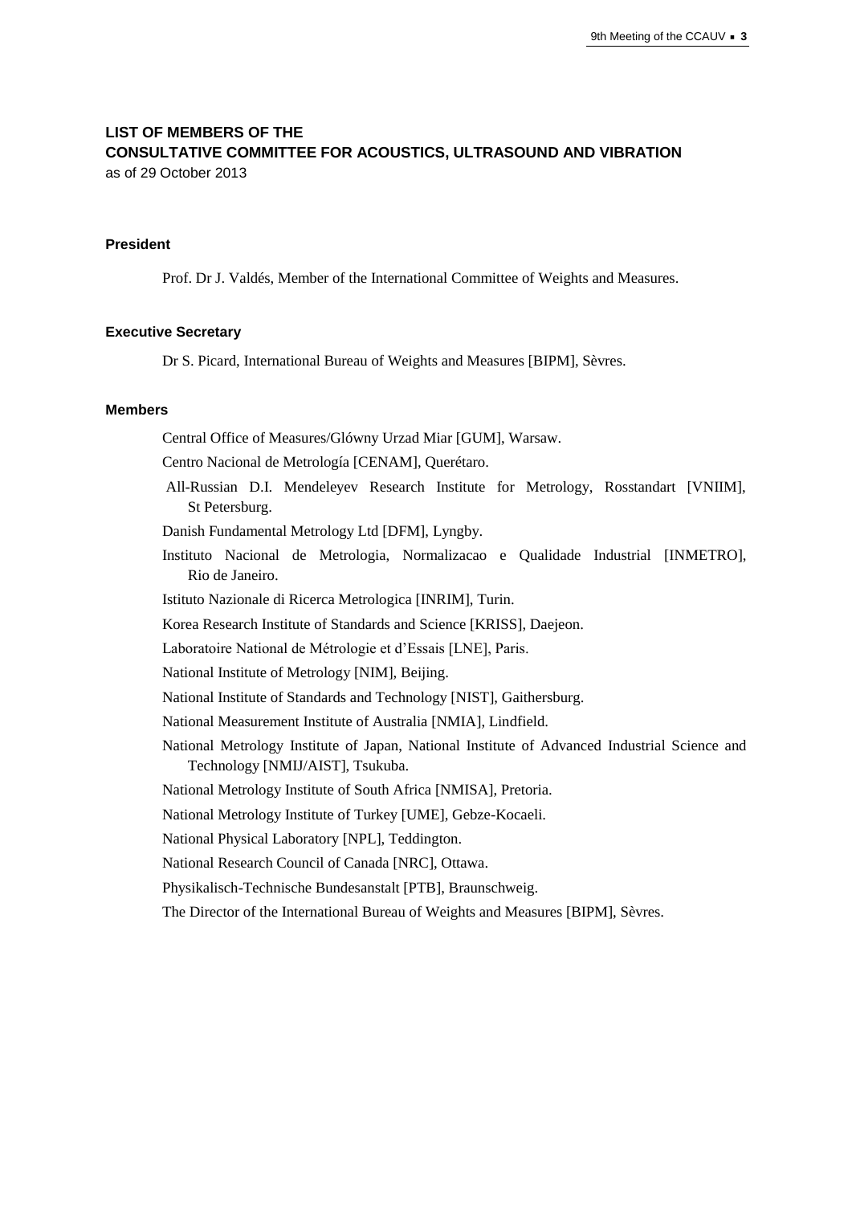## LIST OF MEMBERS OF THE CONSULTATIVE COMMITTEE FOR ACOUSTICS, ULTRASOUND AND VIBRATION

as of 29 October 2013

### President

Prof. Dr J. Valdés, Member of the International Committee of Weights and Measures.

### Executive Secretary

Dr S. Picard, International Bureau of Weights and Measures [BIPM], Sèvres.

### Members

Central Office of Measures/Glówny Urzad Miar [GUM], Warsaw.

Centro Nacional de Metrología [CENAM], Querétaro.

All-Russian D.I. Mendeleyev Research Institute for Metrology, Rosstandart [VNIIM], St Petersburg.

Danish Fundamental Metrology Ltd [DFM], Lyngby.

Instituto Nacional de Metrologia, Normalizacao e Qualidade Industrial [INMETRO], Rio de Janeiro.

Istituto Nazionale di Ricerca Metrologica [INRIM], Turin.

Korea Research Institute of Standards and Science [KRISS], Daejeon.

Laboratoire National de Métrologie et d'Essais [LNE], Paris.

National Institute of Metrology [NIM], Beijing.

National Institute of Standards and Technology [NIST], Gaithersburg.

National Measurement Institute of Australia [NMIA], Lindfield.

National Metrology Institute of Japan, National Institute of Advanced Industrial Science and Technology [NMIJ/AIST], Tsukuba.

National Metrology Institute of South Africa [NMISA], Pretoria.

National Metrology Institute of Turkey [UME], Gebze-Kocaeli.

National Physical Laboratory [NPL], Teddington.

National Research Council of Canada [NRC], Ottawa.

Physikalisch-Technische Bundesanstalt [PTB], Braunschweig.

The Director of the International Bureau of Weights and Measures [BIPM], Sèvres.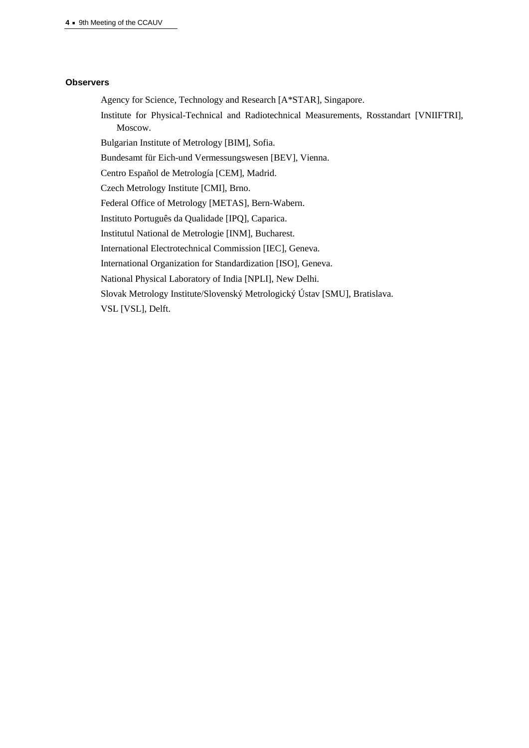## Observers

Agency for Science, Technology and Research [A*STAR], Singapore.

Institute for Physical-Technical and Radiotechnical Measurements, Rosstandart [VNIIFTRI], Moscow.

Bulgarian Institute of Metrology [BIM], Sofia.

Bundesamt für Eich-und Vermessungswesen [BEV], Vienna.

Centro Español de Metrología [CEM], Madrid.

Czech Metrology Institute [CMI], Brno.

Federal Office of Metrology [METAS], Bern-Wabern.

Instituto Português da Qualidade [IPQ], Caparica.

Institutul National de Metrologie [INM], Bucharest.

International Electrotechnical Commission [IEC], Geneva.

International Organization for Standardization [ISO], Geneva.

National Physical Laboratory of India [NPLI], New Delhi.

Slovak Metrology Institute/Slovenský Metrologický Ústav [SMU], Bratislava.

VSL [VSL], Delft.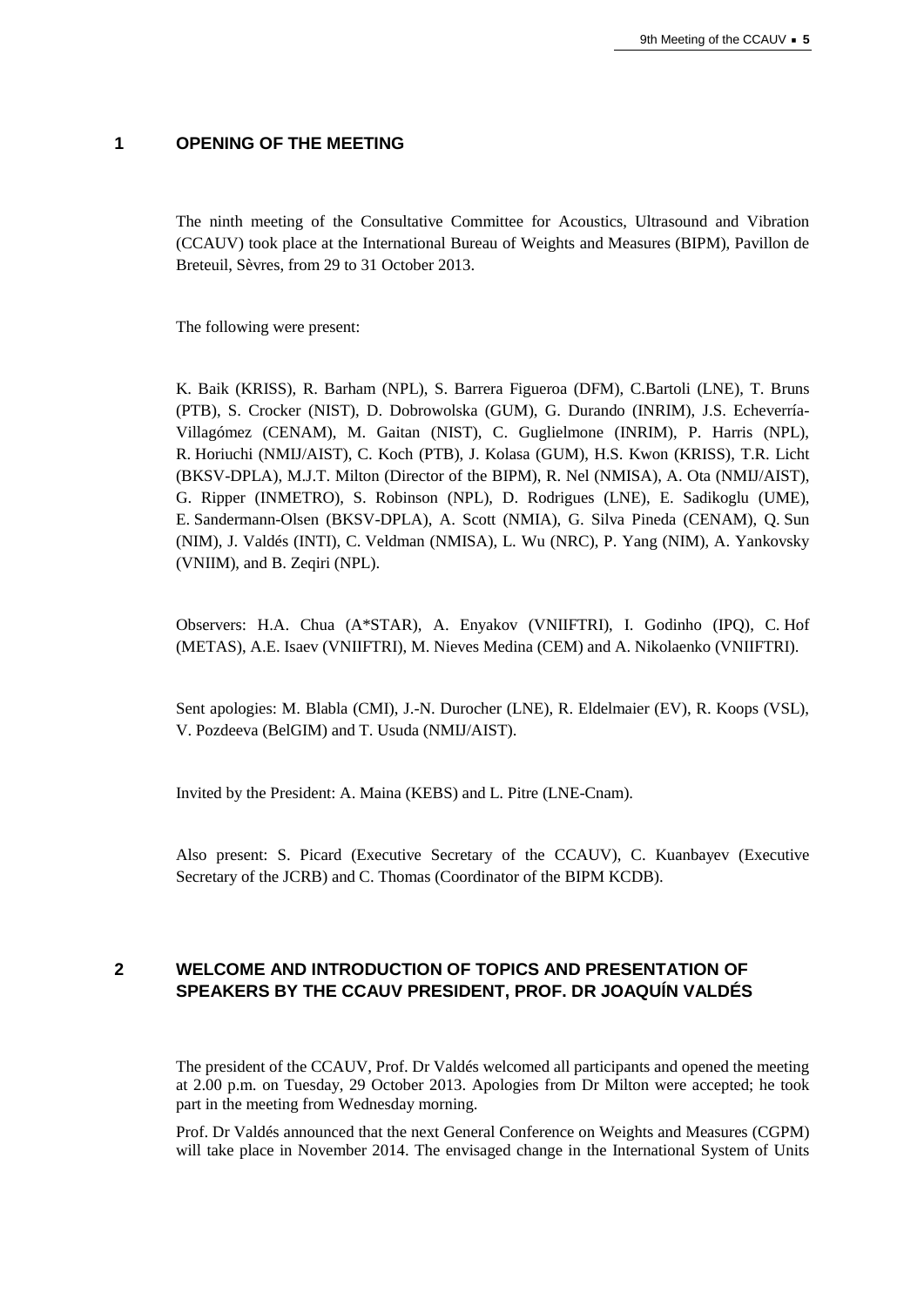## 1 OPENING OF THE MEETING

The ninth meeting of the Consultative Committee for Acoustics, Ultrasound and Vibration (CCAUV) took place at the International Bureau of Weights and Measures (BIPM), Pavillon de Breteuil, Sèvres, from 29 to 31 October 2013.

The following were present:

K. Baik (KRISS), R. Barham (NPL), S. Barrera Figueroa (DFM), C.Bartoli (LNE), T. Bruns (PTB), S. Crocker (NIST), D. Dobrowolska (GUM), G. Durando (INRIM), J.S. Echeverría-Villagómez (CENAM), M. Gaitan (NIST), C. Guglielmone (INRIM), P. Harris (NPL), R. Horiuchi (NMIJ/AIST), C. Koch (PTB), J. Kolasa (GUM), H.S. Kwon (KRISS), T.R. Licht (BKSV-DPLA), M.J.T. Milton (Director of the BIPM), R. Nel (NMISA), A. Ota (NMIJ/AIST), G. Ripper (INMETRO), S. Robinson (NPL), D. Rodrigues (LNE), E. Sadikoglu (UME), E. Sandermann-Olsen (BKSV-DPLA), A. Scott (NMIA), G. Silva Pineda (CENAM), Q. Sun (NIM), J. Valdés (INTI), C. Veldman (NMISA), L. Wu (NRC), P. Yang (NIM), A. Yankovsky (VNIIM), and B. Zeqiri (NPL).

Observers: H.A. Chua (A*STAR), A. Enyakov (VNIIFTRI), I. Godinho (IPQ), C. Hof (METAS), A.E. Isaev (VNIIFTRI), M. Nieves Medina (CEM) and A. Nikolaenko (VNIIFTRI).

Sent apologies: M. Blabla (CMI), J.-N. Durocher (LNE), R. Eldelmaier (EV), R. Koops (VSL), V. Pozdeeva (BelGIM) and T. Usuda (NMIJ/AIST).

Invited by the President: A. Maina (KEBS) and L. Pitre (LNE-Cnam).

Also present: S. Picard (Executive Secretary of the CCAUV), C. Kuanbayev (Executive Secretary of the JCRB) and C. Thomas (Coordinator of the BIPM KCDB).

## 2 WELCOME AND INTRODUCTION OF TOPICS AND PRESENTATION OF SPEAKERS BY THE CCAUV PRESIDENT, PROF. DR JOAQUÍN VALDÉS

The president of the CCAUV, Prof. Dr Valdés welcomed all participants and opened the meeting at 2.00 p.m. on Tuesday, 29 October 2013. Apologies from Dr Milton were accepted; he took part in the meeting from Wednesday morning.

Prof. Dr Valdés announced that the next General Conference on Weights and Measures (CGPM) will take place in November 2014. The envisaged change in the International System of Units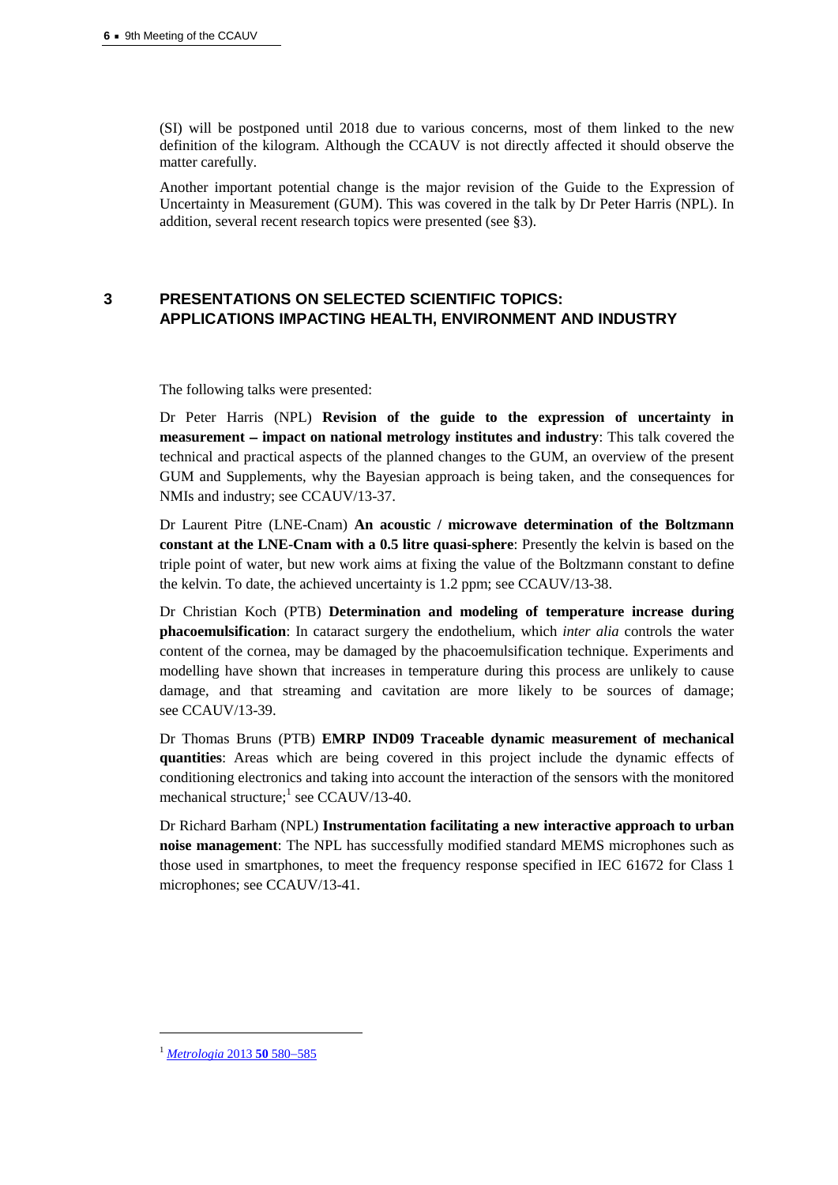(SI) will be postponed until 2018 due to various concerns, most of them linked to the new definition of the kilogram. Although the CCAUV is not directly affected it should observe the matter carefully.

Another important potential change is the major revision of the Guide to the Expression of Uncertainty in Measurement (GUM). This was covered in the talk by Dr Peter Harris (NPL). In addition, several recent research topics were presented (see §3).

## 3 PRESENTATIONS ON SELECTED SCIENTIFIC TOPICS: APPLICATIONS IMPACTING HEALTH, ENVIRONMENT AND INDUSTRY

The following talks were presented:

Dr Peter Harris (NPL) **Revision of the guide to the expression of uncertainty in measurement – impact on national metrology institutes and industry**: This talk covered the technical and practical aspects of the planned changes to the GUM, an overview of the present GUM and Supplements, why the Bayesian approach is being taken, and the consequences for NMIs and industry; see CCAUV/13-37.

Dr Laurent Pitre (LNE-Cnam) **An acoustic / microwave determination of the Boltzmann constant at the LNE-Cnam with a 0.5 litre quasi-sphere**: Presently the kelvin is based on the triple point of water, but new work aims at fixing the value of the Boltzmann constant to define the kelvin. To date, the achieved uncertainty is 1.2 ppm; see CCAUV/13-38.

Dr Christian Koch (PTB) **Determination and modeling of temperature increase during phacoemulsification**: In cataract surgery the endothelium, which *inter alia* controls the water content of the cornea, may be damaged by the phacoemulsification technique. Experiments and modelling have shown that increases in temperature during this process are unlikely to cause damage, and that streaming and cavitation are more likely to be sources of damage; see CCAUV/13-39.

Dr Thomas Bruns (PTB) **EMRP IND09 Traceable dynamic measurement of mechanical quantities**: Areas which are being covered in this project include the dynamic effects of conditioning electronics and taking into account the interaction of the sensors with the monitored mechanical structure;[1] see CCAUV/13-40.

Dr Richard Barham (NPL) **Instrumentation facilitating a new interactive approach to urban noise management**: The NPL has successfully modified standard MEMS microphones such as those used in smartphones, to meet the frequency response specified in IEC 61672 for Class 1 microphones; see CCAUV/13-41.

---

[1] *Metrologia* 2013 **50** 580–585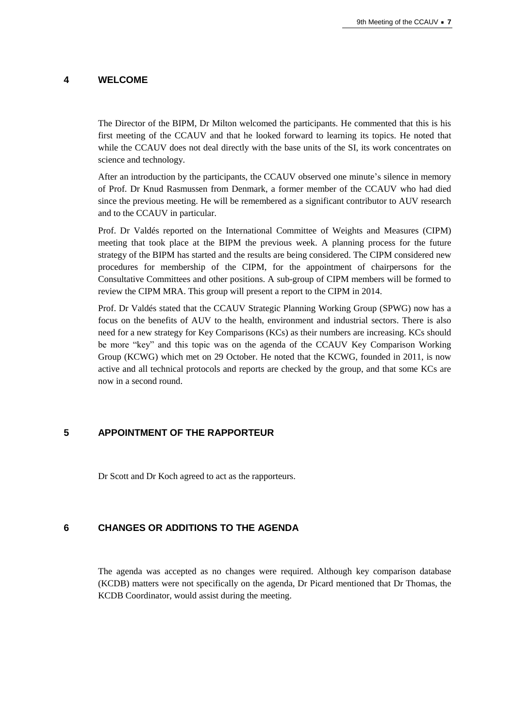## 4 WELCOME

The Director of the BIPM, Dr Milton welcomed the participants. He commented that this is his first meeting of the CCAUV and that he looked forward to learning its topics. He noted that while the CCAUV does not deal directly with the base units of the SI, its work concentrates on science and technology.

After an introduction by the participants, the CCAUV observed one minute's silence in memory of Prof. Dr Knud Rasmussen from Denmark, a former member of the CCAUV who had died since the previous meeting. He will be remembered as a significant contributor to AUV research and to the CCAUV in particular.

Prof. Dr Valdés reported on the International Committee of Weights and Measures (CIPM) meeting that took place at the BIPM the previous week. A planning process for the future strategy of the BIPM has started and the results are being considered. The CIPM considered new procedures for membership of the CIPM, for the appointment of chairpersons for the Consultative Committees and other positions. A sub-group of CIPM members will be formed to review the CIPM MRA. This group will present a report to the CIPM in 2014.

Prof. Dr Valdés stated that the CCAUV Strategic Planning Working Group (SPWG) now has a focus on the benefits of AUV to the health, environment and industrial sectors. There is also need for a new strategy for Key Comparisons (KCs) as their numbers are increasing. KCs should be more "key" and this topic was on the agenda of the CCAUV Key Comparison Working Group (KCWG) which met on 29 October. He noted that the KCWG, founded in 2011, is now active and all technical protocols and reports are checked by the group, and that some KCs are now in a second round.

## 5 APPOINTMENT OF THE RAPPORTEUR

Dr Scott and Dr Koch agreed to act as the rapporteurs.

## 6 CHANGES OR ADDITIONS TO THE AGENDA

The agenda was accepted as no changes were required. Although key comparison database (KCDB) matters were not specifically on the agenda, Dr Picard mentioned that Dr Thomas, the KCDB Coordinator, would assist during the meeting.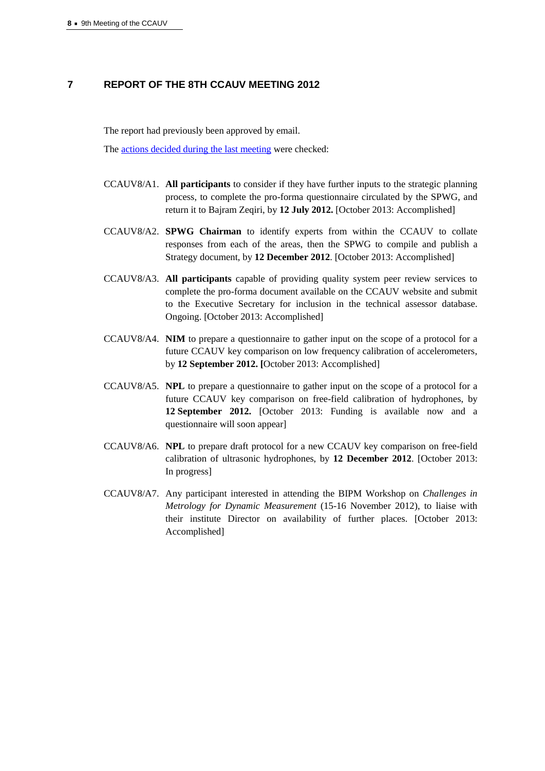## 7 REPORT OF THE 8TH CCAUV MEETING 2012

The report had previously been approved by email.

The actions decided during the last meeting were checked:

CCAUV8/A1. **All participants** to consider if they have further inputs to the strategic planning process, to complete the pro-forma questionnaire circulated by the SPWG, and return it to Bajram Zeqiri, by **12 July 2012.** [October 2013: Accomplished]

CCAUV8/A2. **SPWG Chairman** to identify experts from within the CCAUV to collate responses from each of the areas, then the SPWG to compile and publish a Strategy document, by **12 December 2012**. [October 2013: Accomplished]

CCAUV8/A3. **All participants** capable of providing quality system peer review services to complete the pro-forma document available on the CCAUV website and submit to the Executive Secretary for inclusion in the technical assessor database. Ongoing. [October 2013: Accomplished]

CCAUV8/A4. **NIM** to prepare a questionnaire to gather input on the scope of a protocol for a future CCAUV key comparison on low frequency calibration of accelerometers, by **12 September 2012. [**October 2013: Accomplished]

CCAUV8/A5. **NPL** to prepare a questionnaire to gather input on the scope of a protocol for a future CCAUV key comparison on free-field calibration of hydrophones, by **12 September 2012.** [October 2013: Funding is available now and a questionnaire will soon appear]

CCAUV8/A6. **NPL** to prepare draft protocol for a new CCAUV key comparison on free-field calibration of ultrasonic hydrophones, by **12 December 2012**. [October 2013: In progress]

CCAUV8/A7. Any participant interested in attending the BIPM Workshop on *Challenges in Metrology for Dynamic Measurement* (15-16 November 2012), to liaise with their institute Director on availability of further places. [October 2013: Accomplished]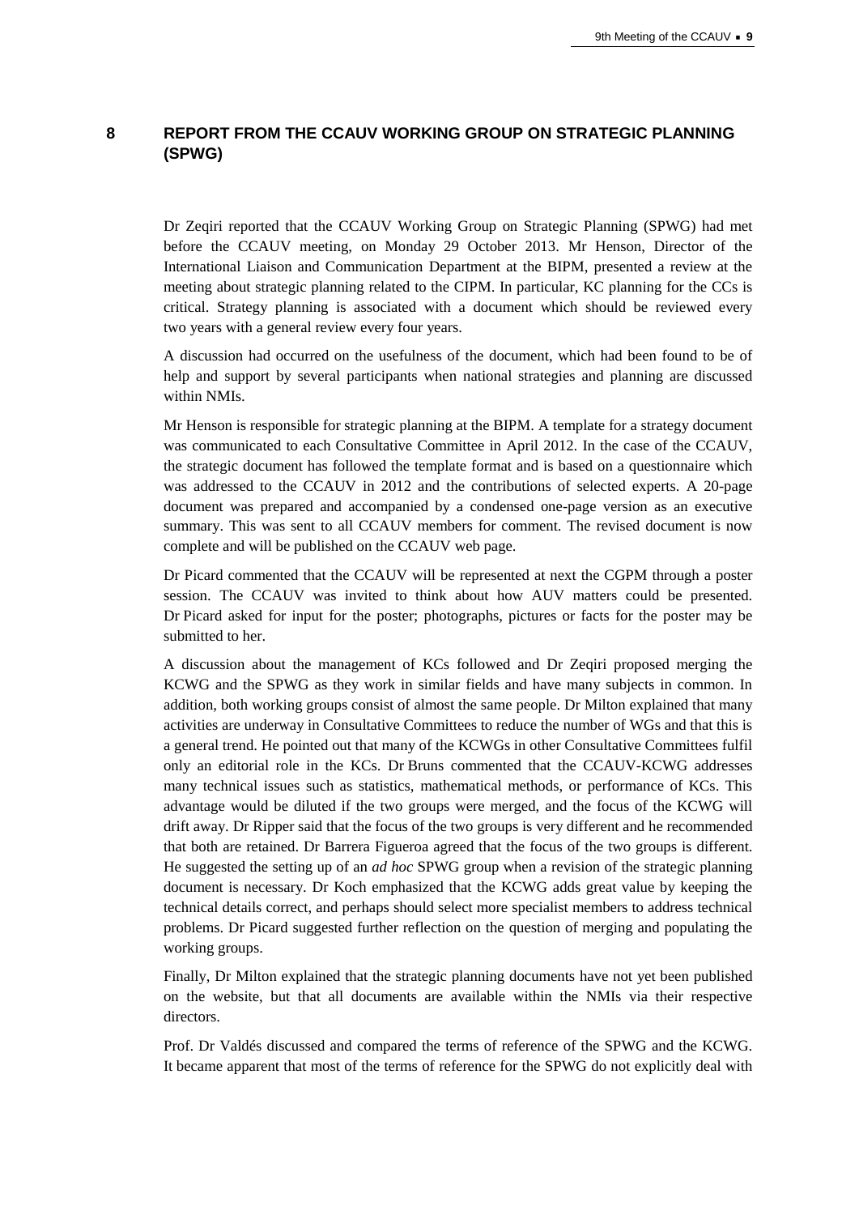## 8 REPORT FROM THE CCAUV WORKING GROUP ON STRATEGIC PLANNING (SPWG)

Dr Zeqiri reported that the CCAUV Working Group on Strategic Planning (SPWG) had met before the CCAUV meeting, on Monday 29 October 2013. Mr Henson, Director of the International Liaison and Communication Department at the BIPM, presented a review at the meeting about strategic planning related to the CIPM. In particular, KC planning for the CCs is critical. Strategy planning is associated with a document which should be reviewed every two years with a general review every four years.

A discussion had occurred on the usefulness of the document, which had been found to be of help and support by several participants when national strategies and planning are discussed within NMIs.

Mr Henson is responsible for strategic planning at the BIPM. A template for a strategy document was communicated to each Consultative Committee in April 2012. In the case of the CCAUV, the strategic document has followed the template format and is based on a questionnaire which was addressed to the CCAUV in 2012 and the contributions of selected experts. A 20-page document was prepared and accompanied by a condensed one-page version as an executive summary. This was sent to all CCAUV members for comment. The revised document is now complete and will be published on the CCAUV web page.

Dr Picard commented that the CCAUV will be represented at next the CGPM through a poster session. The CCAUV was invited to think about how AUV matters could be presented. Dr Picard asked for input for the poster; photographs, pictures or facts for the poster may be submitted to her.

A discussion about the management of KCs followed and Dr Zeqiri proposed merging the KCWG and the SPWG as they work in similar fields and have many subjects in common. In addition, both working groups consist of almost the same people. Dr Milton explained that many activities are underway in Consultative Committees to reduce the number of WGs and that this is a general trend. He pointed out that many of the KCWGs in other Consultative Committees fulfil only an editorial role in the KCs. Dr Bruns commented that the CCAUV-KCWG addresses many technical issues such as statistics, mathematical methods, or performance of KCs. This advantage would be diluted if the two groups were merged, and the focus of the KCWG will drift away. Dr Ripper said that the focus of the two groups is very different and he recommended that both are retained. Dr Barrera Figueroa agreed that the focus of the two groups is different. He suggested the setting up of an *ad hoc* SPWG group when a revision of the strategic planning document is necessary. Dr Koch emphasized that the KCWG adds great value by keeping the technical details correct, and perhaps should select more specialist members to address technical problems. Dr Picard suggested further reflection on the question of merging and populating the working groups.

Finally, Dr Milton explained that the strategic planning documents have not yet been published on the website, but that all documents are available within the NMIs via their respective directors.

Prof. Dr Valdés discussed and compared the terms of reference of the SPWG and the KCWG. It became apparent that most of the terms of reference for the SPWG do not explicitly deal with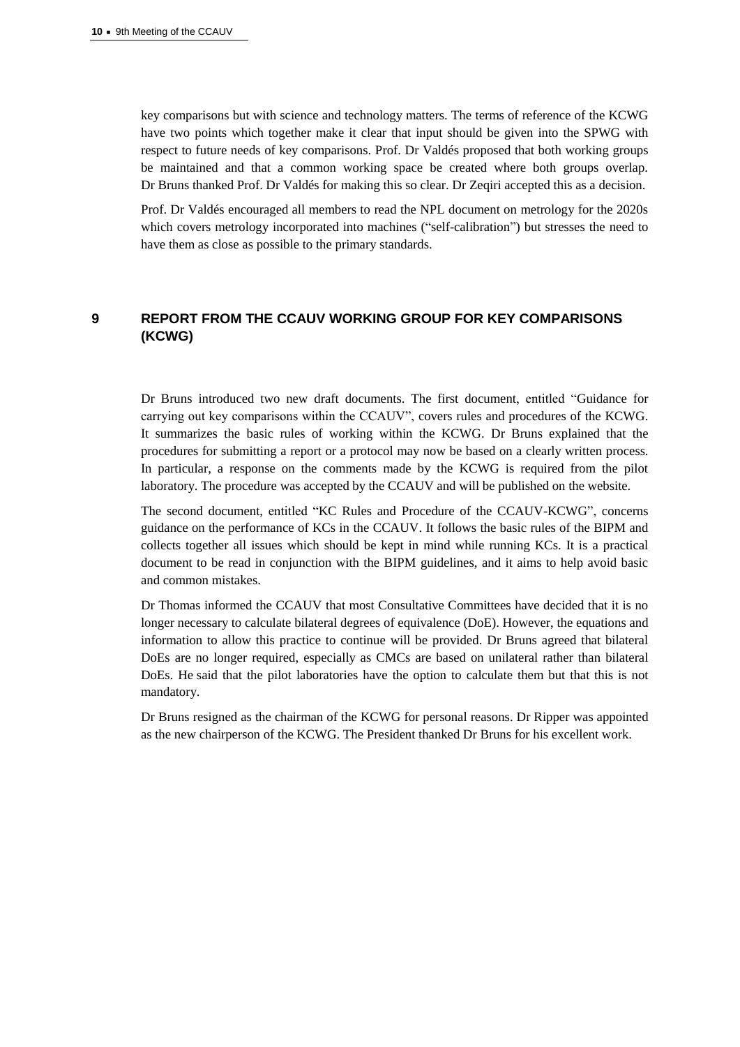key comparisons but with science and technology matters. The terms of reference of the KCWG have two points which together make it clear that input should be given into the SPWG with respect to future needs of key comparisons. Prof. Dr Valdés proposed that both working groups be maintained and that a common working space be created where both groups overlap. Dr Bruns thanked Prof. Dr Valdés for making this so clear. Dr Zeqiri accepted this as a decision.

Prof. Dr Valdés encouraged all members to read the NPL document on metrology for the 2020s which covers metrology incorporated into machines ("self-calibration") but stresses the need to have them as close as possible to the primary standards.

## 9 REPORT FROM THE CCAUV WORKING GROUP FOR KEY COMPARISONS (KCWG)

Dr Bruns introduced two new draft documents. The first document, entitled "Guidance for carrying out key comparisons within the CCAUV", covers rules and procedures of the KCWG. It summarizes the basic rules of working within the KCWG. Dr Bruns explained that the procedures for submitting a report or a protocol may now be based on a clearly written process. In particular, a response on the comments made by the KCWG is required from the pilot laboratory. The procedure was accepted by the CCAUV and will be published on the website.

The second document, entitled "KC Rules and Procedure of the CCAUV-KCWG", concerns guidance on the performance of KCs in the CCAUV. It follows the basic rules of the BIPM and collects together all issues which should be kept in mind while running KCs. It is a practical document to be read in conjunction with the BIPM guidelines, and it aims to help avoid basic and common mistakes.

Dr Thomas informed the CCAUV that most Consultative Committees have decided that it is no longer necessary to calculate bilateral degrees of equivalence (DoE). However, the equations and information to allow this practice to continue will be provided. Dr Bruns agreed that bilateral DoEs are no longer required, especially as CMCs are based on unilateral rather than bilateral DoEs. He said that the pilot laboratories have the option to calculate them but that this is not mandatory.

Dr Bruns resigned as the chairman of the KCWG for personal reasons. Dr Ripper was appointed as the new chairperson of the KCWG. The President thanked Dr Bruns for his excellent work.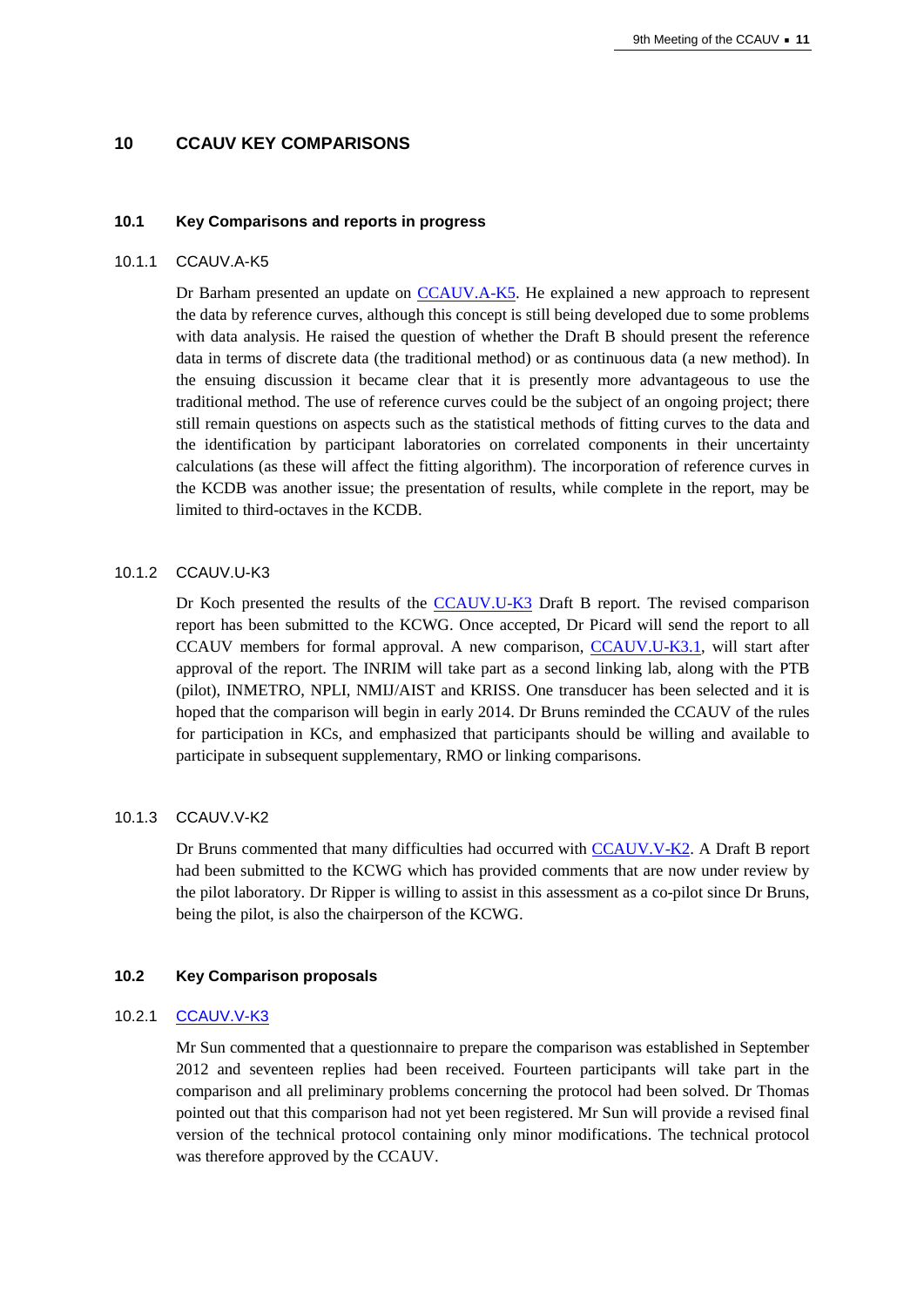# 10 CCAUV KEY COMPARISONS

## 10.1 Key Comparisons and reports in progress

### 10.1.1 CCAUV.A-K5

Dr Barham presented an update on CCAUV.A-K5. He explained a new approach to represent the data by reference curves, although this concept is still being developed due to some problems with data analysis. He raised the question of whether the Draft B should present the reference data in terms of discrete data (the traditional method) or as continuous data (a new method). In the ensuing discussion it became clear that it is presently more advantageous to use the traditional method. The use of reference curves could be the subject of an ongoing project; there still remain questions on aspects such as the statistical methods of fitting curves to the data and the identification by participant laboratories on correlated components in their uncertainty calculations (as these will affect the fitting algorithm). The incorporation of reference curves in the KCDB was another issue; the presentation of results, while complete in the report, may be limited to third-octaves in the KCDB.

### 10.1.2 CCAUV.U-K3

Dr Koch presented the results of the CCAUV.U-K3 Draft B report. The revised comparison report has been submitted to the KCWG. Once accepted, Dr Picard will send the report to all CCAUV members for formal approval. A new comparison, CCAUV.U-K3.1, will start after approval of the report. The INRIM will take part as a second linking lab, along with the PTB (pilot), INMETRO, NPLI, NMIJ/AIST and KRISS. One transducer has been selected and it is hoped that the comparison will begin in early 2014. Dr Bruns reminded the CCAUV of the rules for participation in KCs, and emphasized that participants should be willing and available to participate in subsequent supplementary, RMO or linking comparisons.

### 10.1.3 CCAUV.V-K2

Dr Bruns commented that many difficulties had occurred with CCAUV.V-K2. A Draft B report had been submitted to the KCWG which has provided comments that are now under review by the pilot laboratory. Dr Ripper is willing to assist in this assessment as a co-pilot since Dr Bruns, being the pilot, is also the chairperson of the KCWG.

## 10.2 Key Comparison proposals

### 10.2.1 CCAUV.V-K3

Mr Sun commented that a questionnaire to prepare the comparison was established in September 2012 and seventeen replies had been received. Fourteen participants will take part in the comparison and all preliminary problems concerning the protocol had been solved. Dr Thomas pointed out that this comparison had not yet been registered. Mr Sun will provide a revised final version of the technical protocol containing only minor modifications. The technical protocol was therefore approved by the CCAUV.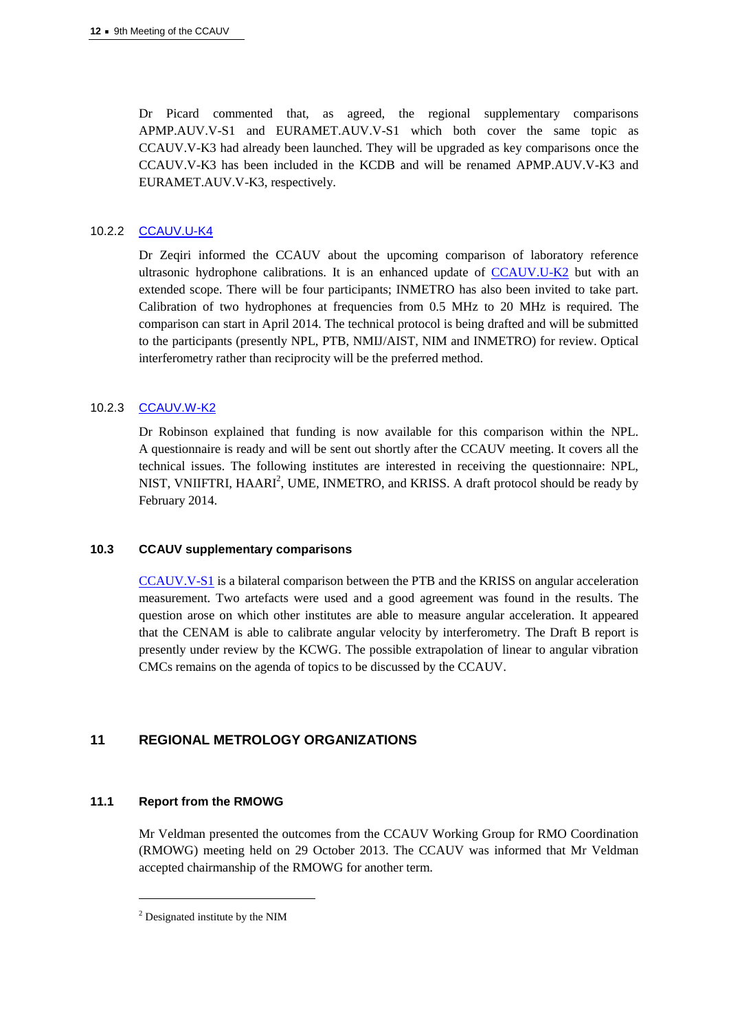Dr Picard commented that, as agreed, the regional supplementary comparisons APMP.AUV.V-S1 and EURAMET.AUV.V-S1 which both cover the same topic as CCAUV.V-K3 had already been launched. They will be upgraded as key comparisons once the CCAUV.V-K3 has been included in the KCDB and will be renamed APMP.AUV.V-K3 and EURAMET.AUV.V-K3, respectively.

#### 10.2.2 CCAUV.U-K4

Dr Zeqiri informed the CCAUV about the upcoming comparison of laboratory reference ultrasonic hydrophone calibrations. It is an enhanced update of CCAUV.U-K2 but with an extended scope. There will be four participants; INMETRO has also been invited to take part. Calibration of two hydrophones at frequencies from 0.5 MHz to 20 MHz is required. The comparison can start in April 2014. The technical protocol is being drafted and will be submitted to the participants (presently NPL, PTB, NMIJ/AIST, NIM and INMETRO) for review. Optical interferometry rather than reciprocity will be the preferred method.

#### 10.2.3 CCAUV.W-K2

Dr Robinson explained that funding is now available for this comparison within the NPL. A questionnaire is ready and will be sent out shortly after the CCAUV meeting. It covers all the technical issues. The following institutes are interested in receiving the questionnaire: NPL, NIST, VNIIFTRI, HAARI[2], UME, INMETRO, and KRISS. A draft protocol should be ready by February 2014.

### 10.3 CCAUV supplementary comparisons

CCAUV.V-S1 is a bilateral comparison between the PTB and the KRISS on angular acceleration measurement. Two artefacts were used and a good agreement was found in the results. The question arose on which other institutes are able to measure angular acceleration. It appeared that the CENAM is able to calibrate angular velocity by interferometry. The Draft B report is presently under review by the KCWG. The possible extrapolation of linear to angular vibration CMCs remains on the agenda of topics to be discussed by the CCAUV.

## 11 REGIONAL METROLOGY ORGANIZATIONS

### 11.1 Report from the RMOWG

Mr Veldman presented the outcomes from the CCAUV Working Group for RMO Coordination (RMOWG) meeting held on 29 October 2013. The CCAUV was informed that Mr Veldman accepted chairmanship of the RMOWG for another term.

---

[2] Designated institute by the NIM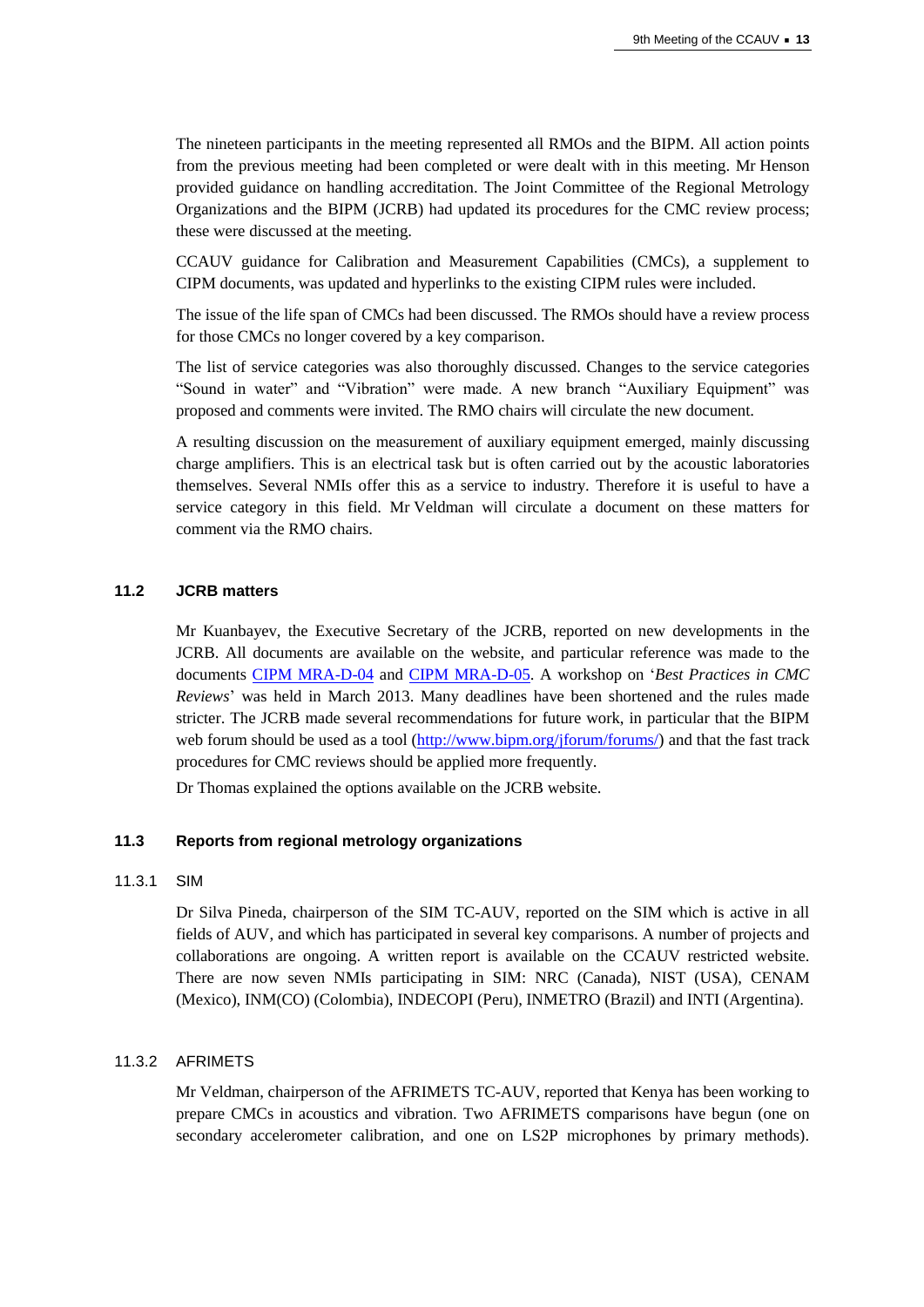The nineteen participants in the meeting represented all RMOs and the BIPM. All action points from the previous meeting had been completed or were dealt with in this meeting. Mr Henson provided guidance on handling accreditation. The Joint Committee of the Regional Metrology Organizations and the BIPM (JCRB) had updated its procedures for the CMC review process; these were discussed at the meeting.

CCAUV guidance for Calibration and Measurement Capabilities (CMCs), a supplement to CIPM documents, was updated and hyperlinks to the existing CIPM rules were included.

The issue of the life span of CMCs had been discussed. The RMOs should have a review process for those CMCs no longer covered by a key comparison.

The list of service categories was also thoroughly discussed. Changes to the service categories "Sound in water" and "Vibration" were made. A new branch "Auxiliary Equipment" was proposed and comments were invited. The RMO chairs will circulate the new document.

A resulting discussion on the measurement of auxiliary equipment emerged, mainly discussing charge amplifiers. This is an electrical task but is often carried out by the acoustic laboratories themselves. Several NMIs offer this as a service to industry. Therefore it is useful to have a service category in this field. Mr Veldman will circulate a document on these matters for comment via the RMO chairs.

### 11.2 JCRB matters

Mr Kuanbayev, the Executive Secretary of the JCRB, reported on new developments in the JCRB. All documents are available on the website, and particular reference was made to the documents CIPM MRA-D-04 and CIPM MRA-D-05. A workshop on '*Best Practices in CMC Reviews*' was held in March 2013. Many deadlines have been shortened and the rules made stricter. The JCRB made several recommendations for future work, in particular that the BIPM web forum should be used as a tool (http://www.bipm.org/jforum/forums/) and that the fast track procedures for CMC reviews should be applied more frequently.

Dr Thomas explained the options available on the JCRB website.

### 11.3 Reports from regional metrology organizations

#### 11.3.1 SIM

Dr Silva Pineda, chairperson of the SIM TC-AUV, reported on the SIM which is active in all fields of AUV, and which has participated in several key comparisons. A number of projects and collaborations are ongoing. A written report is available on the CCAUV restricted website. There are now seven NMIs participating in SIM: NRC (Canada), NIST (USA), CENAM (Mexico), INM(CO) (Colombia), INDECOPI (Peru), INMETRO (Brazil) and INTI (Argentina).

#### 11.3.2 AFRIMETS

Mr Veldman, chairperson of the AFRIMETS TC-AUV, reported that Kenya has been working to prepare CMCs in acoustics and vibration. Two AFRIMETS comparisons have begun (one on secondary accelerometer calibration, and one on LS2P microphones by primary methods).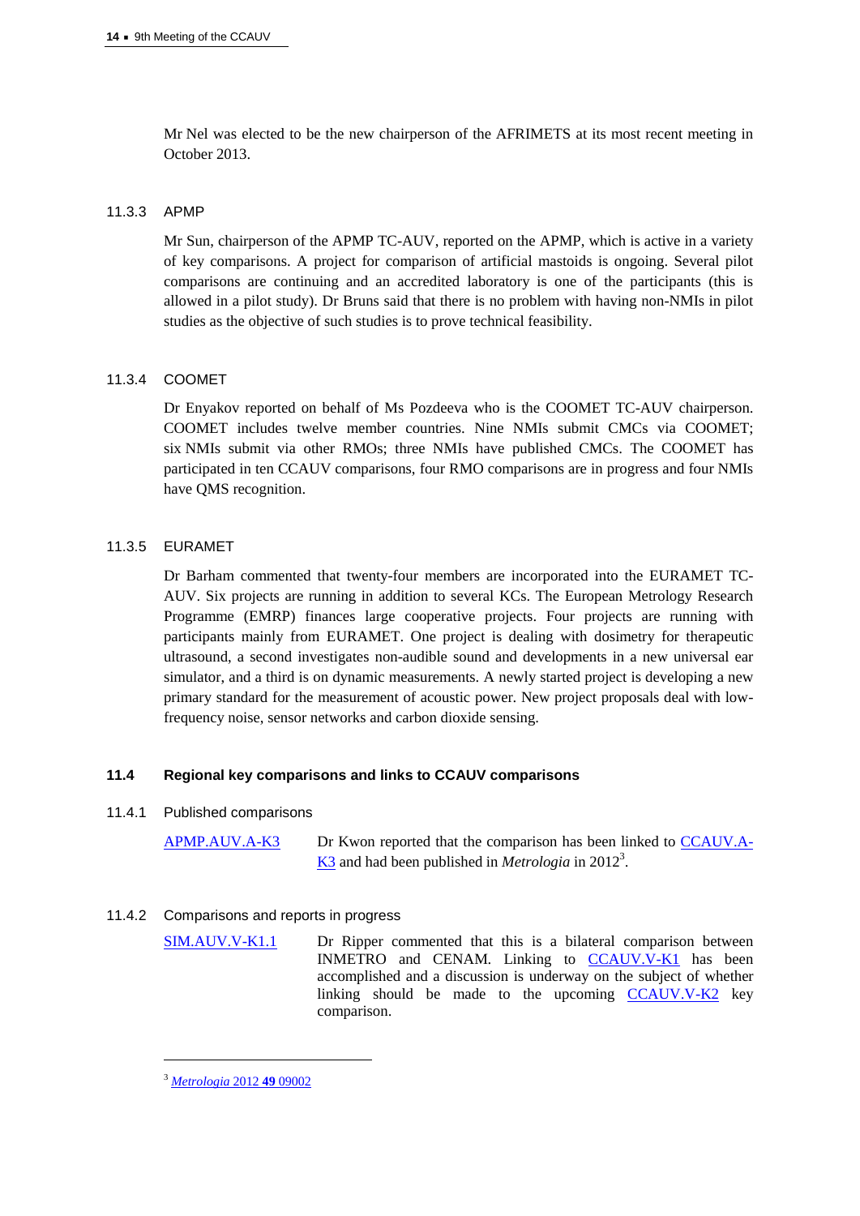Mr Nel was elected to be the new chairperson of the AFRIMETS at its most recent meeting in October 2013.

#### 11.3.3 APMP

Mr Sun, chairperson of the APMP TC-AUV, reported on the APMP, which is active in a variety of key comparisons. A project for comparison of artificial mastoids is ongoing. Several pilot comparisons are continuing and an accredited laboratory is one of the participants (this is allowed in a pilot study). Dr Bruns said that there is no problem with having non-NMIs in pilot studies as the objective of such studies is to prove technical feasibility.

#### 11.3.4 COOMET

Dr Enyakov reported on behalf of Ms Pozdeeva who is the COOMET TC-AUV chairperson. COOMET includes twelve member countries. Nine NMIs submit CMCs via COOMET; six NMIs submit via other RMOs; three NMIs have published CMCs. The COOMET has participated in ten CCAUV comparisons, four RMO comparisons are in progress and four NMIs have QMS recognition.

#### 11.3.5 EURAMET

Dr Barham commented that twenty-four members are incorporated into the EURAMET TC-AUV. Six projects are running in addition to several KCs. The European Metrology Research Programme (EMRP) finances large cooperative projects. Four projects are running with participants mainly from EURAMET. One project is dealing with dosimetry for therapeutic ultrasound, a second investigates non-audible sound and developments in a new universal ear simulator, and a third is on dynamic measurements. A newly started project is developing a new primary standard for the measurement of acoustic power. New project proposals deal with low-frequency noise, sensor networks and carbon dioxide sensing.

### 11.4 Regional key comparisons and links to CCAUV comparisons

#### 11.4.1 Published comparisons

APMP.AUV.A-K3 — Dr Kwon reported that the comparison has been linked to CCAUV.A-K3 and had been published in *Metrologia* in 2012[3].

#### 11.4.2 Comparisons and reports in progress

SIM.AUV.V-K1.1 — Dr Ripper commented that this is a bilateral comparison between INMETRO and CENAM. Linking to CCAUV.V-K1 has been accomplished and a discussion is underway on the subject of whether linking should be made to the upcoming CCAUV.V-K2 key comparison.

---

[3] *Metrologia* 2012 **49** 09002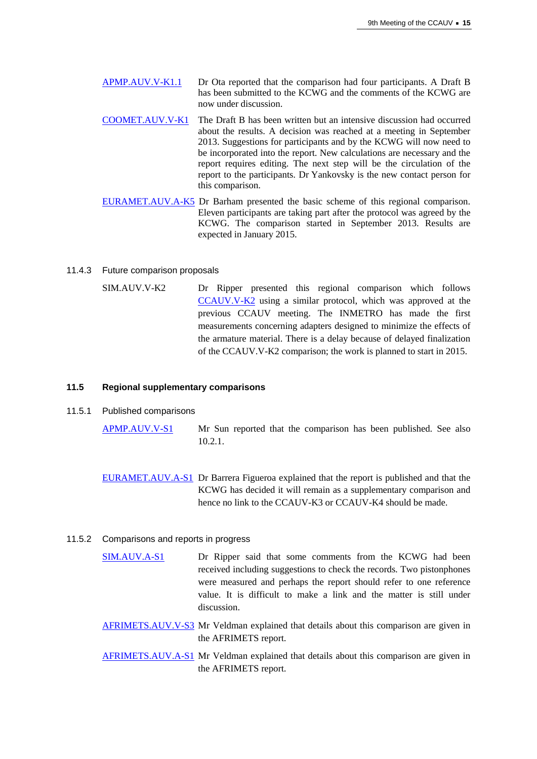APMP.AUV.V-K1.1 Dr Ota reported that the comparison had four participants. A Draft B has been submitted to the KCWG and the comments of the KCWG are now under discussion.

COOMET.AUV.V-K1 The Draft B has been written but an intensive discussion had occurred about the results. A decision was reached at a meeting in September 2013. Suggestions for participants and by the KCWG will now need to be incorporated into the report. New calculations are necessary and the report requires editing. The next step will be the circulation of the report to the participants. Dr Yankovsky is the new contact person for this comparison.

EURAMET.AUV.A-K5 Dr Barham presented the basic scheme of this regional comparison. Eleven participants are taking part after the protocol was agreed by the KCWG. The comparison started in September 2013. Results are expected in January 2015.

11.4.3 Future comparison proposals

SIM.AUV.V-K2 Dr Ripper presented this regional comparison which follows CCAUV.V-K2 using a similar protocol, which was approved at the previous CCAUV meeting. The INMETRO has made the first measurements concerning adapters designed to minimize the effects of the armature material. There is a delay because of delayed finalization of the CCAUV.V-K2 comparison; the work is planned to start in 2015.

### 11.5 Regional supplementary comparisons

11.5.1 Published comparisons

APMP.AUV.V-S1 Mr Sun reported that the comparison has been published. See also 10.2.1.

EURAMET.AUV.A-S1 Dr Barrera Figueroa explained that the report is published and that the KCWG has decided it will remain as a supplementary comparison and hence no link to the CCAUV-K3 or CCAUV-K4 should be made.

11.5.2 Comparisons and reports in progress

SIM.AUV.A-S1 Dr Ripper said that some comments from the KCWG had been received including suggestions to check the records. Two pistonphones were measured and perhaps the report should refer to one reference value. It is difficult to make a link and the matter is still under discussion.

AFRIMETS.AUV.V-S3 Mr Veldman explained that details about this comparison are given in the AFRIMETS report.

AFRIMETS.AUV.A-S1 Mr Veldman explained that details about this comparison are given in the AFRIMETS report.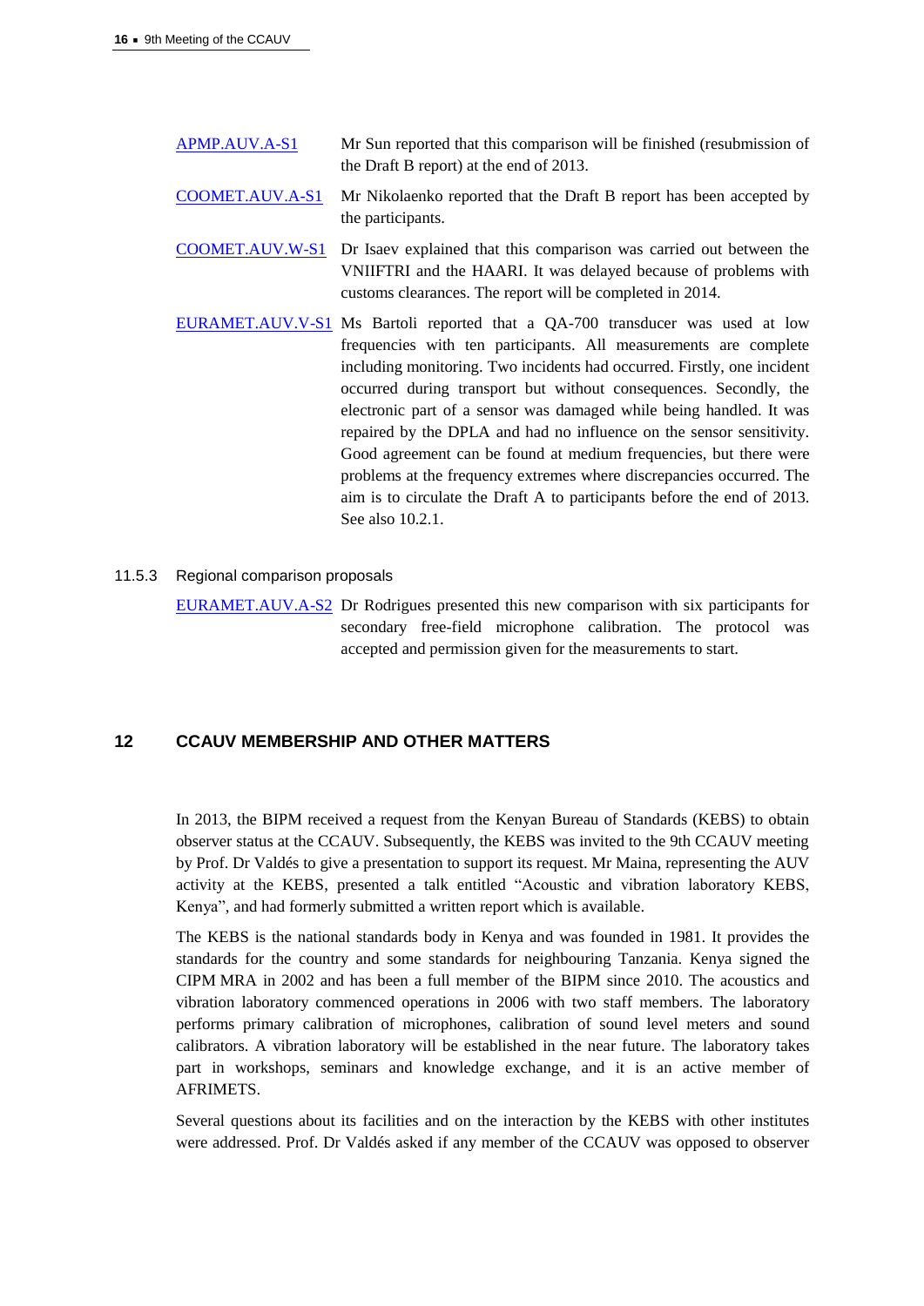| | |
|---|---|
| APMP.AUV.A-S1 | Mr Sun reported that this comparison will be finished (resubmission of the Draft B report) at the end of 2013. |
| COOMET.AUV.A-S1 | Mr Nikolaenko reported that the Draft B report has been accepted by the participants. |
| COOMET.AUV.W-S1 | Dr Isaev explained that this comparison was carried out between the VNIIFTRI and the HAARI. It was delayed because of problems with customs clearances. The report will be completed in 2014. |
| EURAMET.AUV.V-S1 | Ms Bartoli reported that a QA-700 transducer was used at low frequencies with ten participants. All measurements are complete including monitoring. Two incidents had occurred. Firstly, one incident occurred during transport but without consequences. Secondly, the electronic part of a sensor was damaged while being handled. It was repaired by the DPLA and had no influence on the sensor sensitivity. Good agreement can be found at medium frequencies, but there were problems at the frequency extremes where discrepancies occurred. The aim is to circulate the Draft A to participants before the end of 2013. See also 10.2.1. |

### 11.5.3 Regional comparison proposals

| | |
|---|---|
| EURAMET.AUV.A-S2 | Dr Rodrigues presented this new comparison with six participants for secondary free-field microphone calibration. The protocol was accepted and permission given for the measurements to start. |

## 12 CCAUV MEMBERSHIP AND OTHER MATTERS

In 2013, the BIPM received a request from the Kenyan Bureau of Standards (KEBS) to obtain observer status at the CCAUV. Subsequently, the KEBS was invited to the 9th CCAUV meeting by Prof. Dr Valdés to give a presentation to support its request. Mr Maina, representing the AUV activity at the KEBS, presented a talk entitled "Acoustic and vibration laboratory KEBS, Kenya", and had formerly submitted a written report which is available.

The KEBS is the national standards body in Kenya and was founded in 1981. It provides the standards for the country and some standards for neighbouring Tanzania. Kenya signed the CIPM MRA in 2002 and has been a full member of the BIPM since 2010. The acoustics and vibration laboratory commenced operations in 2006 with two staff members. The laboratory performs primary calibration of microphones, calibration of sound level meters and sound calibrators. A vibration laboratory will be established in the near future. The laboratory takes part in workshops, seminars and knowledge exchange, and it is an active member of AFRIMETS.

Several questions about its facilities and on the interaction by the KEBS with other institutes were addressed. Prof. Dr Valdés asked if any member of the CCAUV was opposed to observer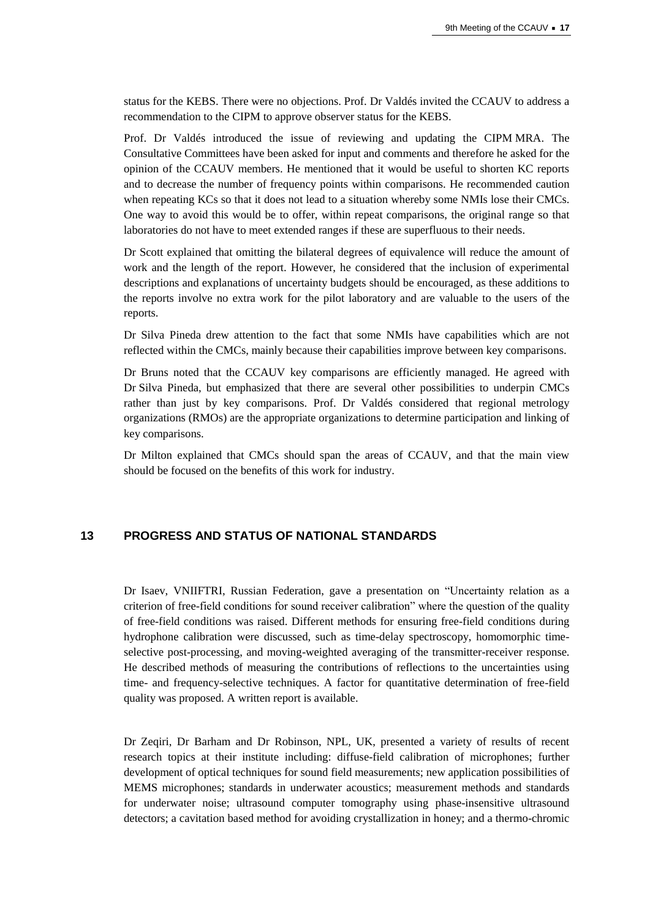status for the KEBS. There were no objections. Prof. Dr Valdés invited the CCAUV to address a recommendation to the CIPM to approve observer status for the KEBS.

Prof. Dr Valdés introduced the issue of reviewing and updating the CIPM MRA. The Consultative Committees have been asked for input and comments and therefore he asked for the opinion of the CCAUV members. He mentioned that it would be useful to shorten KC reports and to decrease the number of frequency points within comparisons. He recommended caution when repeating KCs so that it does not lead to a situation whereby some NMIs lose their CMCs. One way to avoid this would be to offer, within repeat comparisons, the original range so that laboratories do not have to meet extended ranges if these are superfluous to their needs.

Dr Scott explained that omitting the bilateral degrees of equivalence will reduce the amount of work and the length of the report. However, he considered that the inclusion of experimental descriptions and explanations of uncertainty budgets should be encouraged, as these additions to the reports involve no extra work for the pilot laboratory and are valuable to the users of the reports.

Dr Silva Pineda drew attention to the fact that some NMIs have capabilities which are not reflected within the CMCs, mainly because their capabilities improve between key comparisons.

Dr Bruns noted that the CCAUV key comparisons are efficiently managed. He agreed with Dr Silva Pineda, but emphasized that there are several other possibilities to underpin CMCs rather than just by key comparisons. Prof. Dr Valdés considered that regional metrology organizations (RMOs) are the appropriate organizations to determine participation and linking of key comparisons.

Dr Milton explained that CMCs should span the areas of CCAUV, and that the main view should be focused on the benefits of this work for industry.

## 13 PROGRESS AND STATUS OF NATIONAL STANDARDS

Dr Isaev, VNIIFTRI, Russian Federation, gave a presentation on "Uncertainty relation as a criterion of free-field conditions for sound receiver calibration" where the question of the quality of free-field conditions was raised. Different methods for ensuring free-field conditions during hydrophone calibration were discussed, such as time-delay spectroscopy, homomorphic time-selective post-processing, and moving-weighted averaging of the transmitter-receiver response. He described methods of measuring the contributions of reflections to the uncertainties using time- and frequency-selective techniques. A factor for quantitative determination of free-field quality was proposed. A written report is available.

Dr Zeqiri, Dr Barham and Dr Robinson, NPL, UK, presented a variety of results of recent research topics at their institute including: diffuse-field calibration of microphones; further development of optical techniques for sound field measurements; new application possibilities of MEMS microphones; standards in underwater acoustics; measurement methods and standards for underwater noise; ultrasound computer tomography using phase-insensitive ultrasound detectors; a cavitation based method for avoiding crystallization in honey; and a thermo-chromic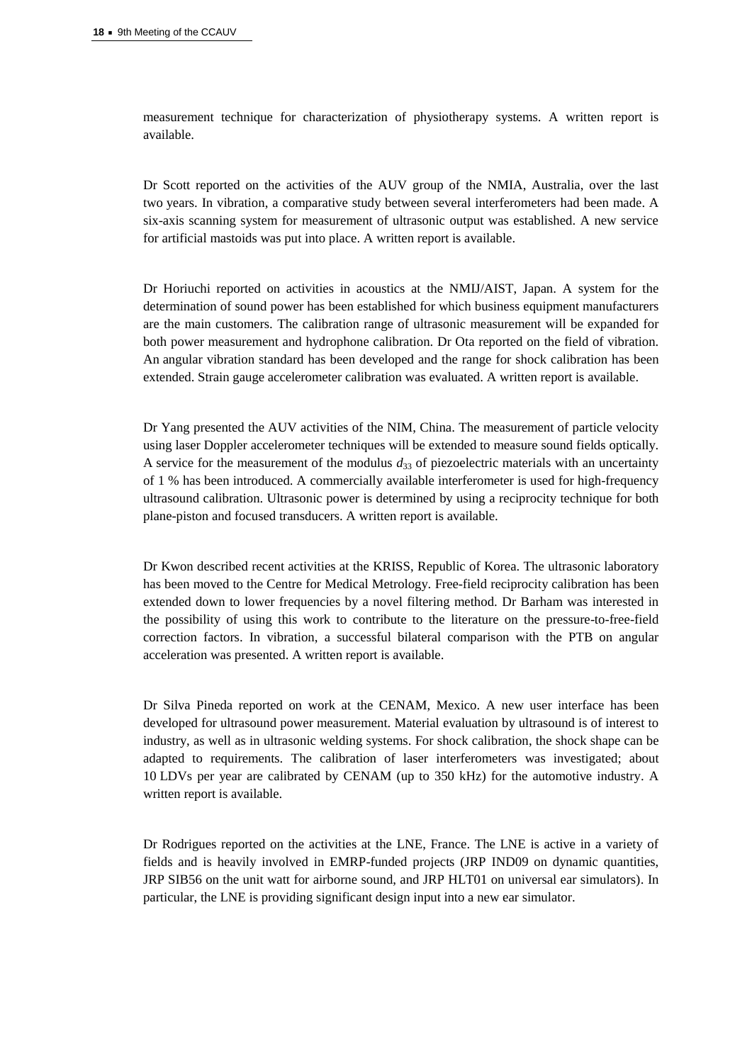measurement technique for characterization of physiotherapy systems. A written report is available.

Dr Scott reported on the activities of the AUV group of the NMIA, Australia, over the last two years. In vibration, a comparative study between several interferometers had been made. A six-axis scanning system for measurement of ultrasonic output was established. A new service for artificial mastoids was put into place. A written report is available.

Dr Horiuchi reported on activities in acoustics at the NMIJ/AIST, Japan. A system for the determination of sound power has been established for which business equipment manufacturers are the main customers. The calibration range of ultrasonic measurement will be expanded for both power measurement and hydrophone calibration. Dr Ota reported on the field of vibration. An angular vibration standard has been developed and the range for shock calibration has been extended. Strain gauge accelerometer calibration was evaluated. A written report is available.

Dr Yang presented the AUV activities of the NIM, China. The measurement of particle velocity using laser Doppler accelerometer techniques will be extended to measure sound fields optically. A service for the measurement of the modulus $d_{33}$ of piezoelectric materials with an uncertainty of 1 % has been introduced. A commercially available interferometer is used for high-frequency ultrasound calibration. Ultrasonic power is determined by using a reciprocity technique for both plane-piston and focused transducers. A written report is available.

Dr Kwon described recent activities at the KRISS, Republic of Korea. The ultrasonic laboratory has been moved to the Centre for Medical Metrology. Free-field reciprocity calibration has been extended down to lower frequencies by a novel filtering method. Dr Barham was interested in the possibility of using this work to contribute to the literature on the pressure-to-free-field correction factors. In vibration, a successful bilateral comparison with the PTB on angular acceleration was presented. A written report is available.

Dr Silva Pineda reported on work at the CENAM, Mexico. A new user interface has been developed for ultrasound power measurement. Material evaluation by ultrasound is of interest to industry, as well as in ultrasonic welding systems. For shock calibration, the shock shape can be adapted to requirements. The calibration of laser interferometers was investigated; about 10 LDVs per year are calibrated by CENAM (up to 350 kHz) for the automotive industry. A written report is available.

Dr Rodrigues reported on the activities at the LNE, France. The LNE is active in a variety of fields and is heavily involved in EMRP-funded projects (JRP IND09 on dynamic quantities, JRP SIB56 on the unit watt for airborne sound, and JRP HLT01 on universal ear simulators). In particular, the LNE is providing significant design input into a new ear simulator.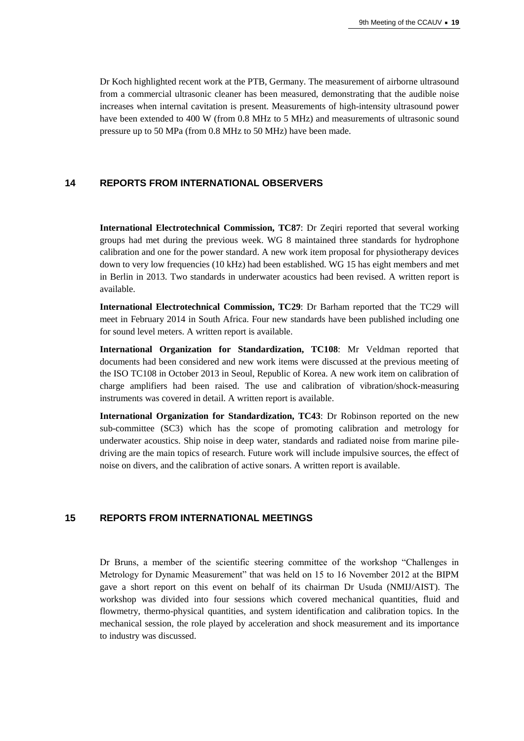Dr Koch highlighted recent work at the PTB, Germany. The measurement of airborne ultrasound from a commercial ultrasonic cleaner has been measured, demonstrating that the audible noise increases when internal cavitation is present. Measurements of high-intensity ultrasound power have been extended to 400 W (from 0.8 MHz to 5 MHz) and measurements of ultrasonic sound pressure up to 50 MPa (from 0.8 MHz to 50 MHz) have been made.

## 14 REPORTS FROM INTERNATIONAL OBSERVERS

**International Electrotechnical Commission, TC87**: Dr Zeqiri reported that several working groups had met during the previous week. WG 8 maintained three standards for hydrophone calibration and one for the power standard. A new work item proposal for physiotherapy devices down to very low frequencies (10 kHz) had been established. WG 15 has eight members and met in Berlin in 2013. Two standards in underwater acoustics had been revised. A written report is available.

**International Electrotechnical Commission, TC29**: Dr Barham reported that the TC29 will meet in February 2014 in South Africa. Four new standards have been published including one for sound level meters. A written report is available.

**International Organization for Standardization, TC108**: Mr Veldman reported that documents had been considered and new work items were discussed at the previous meeting of the ISO TC108 in October 2013 in Seoul, Republic of Korea. A new work item on calibration of charge amplifiers had been raised. The use and calibration of vibration/shock-measuring instruments was covered in detail. A written report is available.

**International Organization for Standardization, TC43**: Dr Robinson reported on the new sub-committee (SC3) which has the scope of promoting calibration and metrology for underwater acoustics. Ship noise in deep water, standards and radiated noise from marine pile-driving are the main topics of research. Future work will include impulsive sources, the effect of noise on divers, and the calibration of active sonars. A written report is available.

## 15 REPORTS FROM INTERNATIONAL MEETINGS

Dr Bruns, a member of the scientific steering committee of the workshop "Challenges in Metrology for Dynamic Measurement" that was held on 15 to 16 November 2012 at the BIPM gave a short report on this event on behalf of its chairman Dr Usuda (NMIJ/AIST). The workshop was divided into four sessions which covered mechanical quantities, fluid and flowmetry, thermo-physical quantities, and system identification and calibration topics. In the mechanical session, the role played by acceleration and shock measurement and its importance to industry was discussed.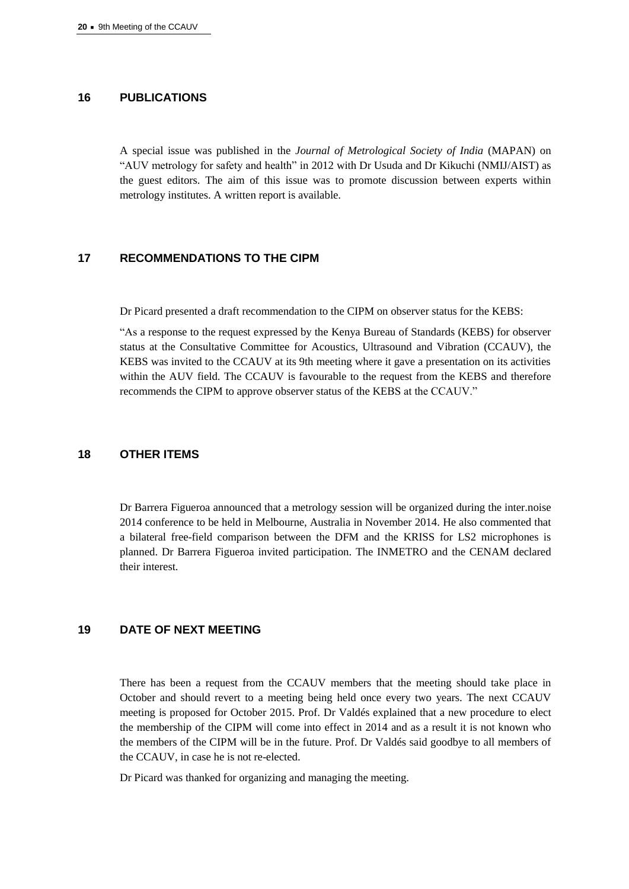## 16 PUBLICATIONS

A special issue was published in the *Journal of Metrological Society of India* (MAPAN) on "AUV metrology for safety and health" in 2012 with Dr Usuda and Dr Kikuchi (NMIJ/AIST) as the guest editors. The aim of this issue was to promote discussion between experts within metrology institutes. A written report is available.

## 17 RECOMMENDATIONS TO THE CIPM

Dr Picard presented a draft recommendation to the CIPM on observer status for the KEBS:

"As a response to the request expressed by the Kenya Bureau of Standards (KEBS) for observer status at the Consultative Committee for Acoustics, Ultrasound and Vibration (CCAUV), the KEBS was invited to the CCAUV at its 9th meeting where it gave a presentation on its activities within the AUV field. The CCAUV is favourable to the request from the KEBS and therefore recommends the CIPM to approve observer status of the KEBS at the CCAUV."

## 18 OTHER ITEMS

Dr Barrera Figueroa announced that a metrology session will be organized during the inter.noise 2014 conference to be held in Melbourne, Australia in November 2014. He also commented that a bilateral free-field comparison between the DFM and the KRISS for LS2 microphones is planned. Dr Barrera Figueroa invited participation. The INMETRO and the CENAM declared their interest.

## 19 DATE OF NEXT MEETING

There has been a request from the CCAUV members that the meeting should take place in October and should revert to a meeting being held once every two years. The next CCAUV meeting is proposed for October 2015. Prof. Dr Valdés explained that a new procedure to elect the membership of the CIPM will come into effect in 2014 and as a result it is not known who the members of the CIPM will be in the future. Prof. Dr Valdés said goodbye to all members of the CCAUV, in case he is not re-elected.

Dr Picard was thanked for organizing and managing the meeting.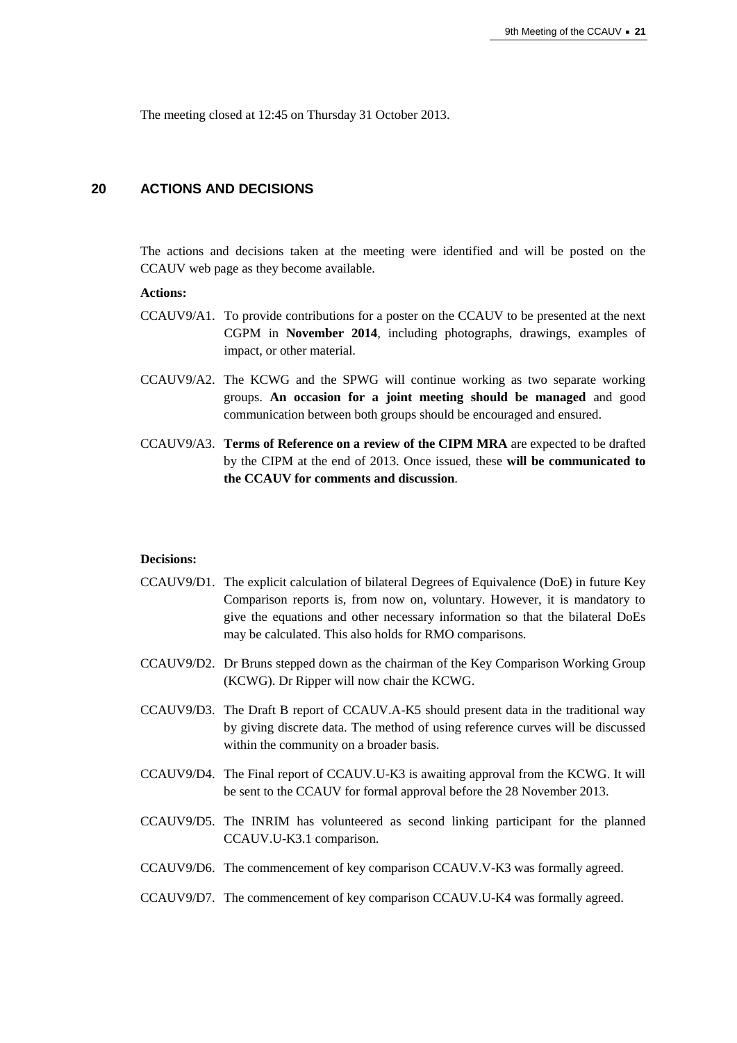The meeting closed at 12:45 on Thursday 31 October 2013.

## 20 ACTIONS AND DECISIONS

The actions and decisions taken at the meeting were identified and will be posted on the CCAUV web page as they become available.

**Actions:**

CCAUV9/A1. To provide contributions for a poster on the CCAUV to be presented at the next CGPM in **November 2014**, including photographs, drawings, examples of impact, or other material.

CCAUV9/A2. The KCWG and the SPWG will continue working as two separate working groups. **An occasion for a joint meeting should be managed** and good communication between both groups should be encouraged and ensured.

CCAUV9/A3. **Terms of Reference on a review of the CIPM MRA** are expected to be drafted by the CIPM at the end of 2013. Once issued, these **will be communicated to the CCAUV for comments and discussion**.

**Decisions:**

CCAUV9/D1. The explicit calculation of bilateral Degrees of Equivalence (DoE) in future Key Comparison reports is, from now on, voluntary. However, it is mandatory to give the equations and other necessary information so that the bilateral DoEs may be calculated. This also holds for RMO comparisons.

CCAUV9/D2. Dr Bruns stepped down as the chairman of the Key Comparison Working Group (KCWG). Dr Ripper will now chair the KCWG.

CCAUV9/D3. The Draft B report of CCAUV.A-K5 should present data in the traditional way by giving discrete data. The method of using reference curves will be discussed within the community on a broader basis.

CCAUV9/D4. The Final report of CCAUV.U-K3 is awaiting approval from the KCWG. It will be sent to the CCAUV for formal approval before the 28 November 2013.

CCAUV9/D5. The INRIM has volunteered as second linking participant for the planned CCAUV.U-K3.1 comparison.

CCAUV9/D6. The commencement of key comparison CCAUV.V-K3 was formally agreed.

CCAUV9/D7. The commencement of key comparison CCAUV.U-K4 was formally agreed.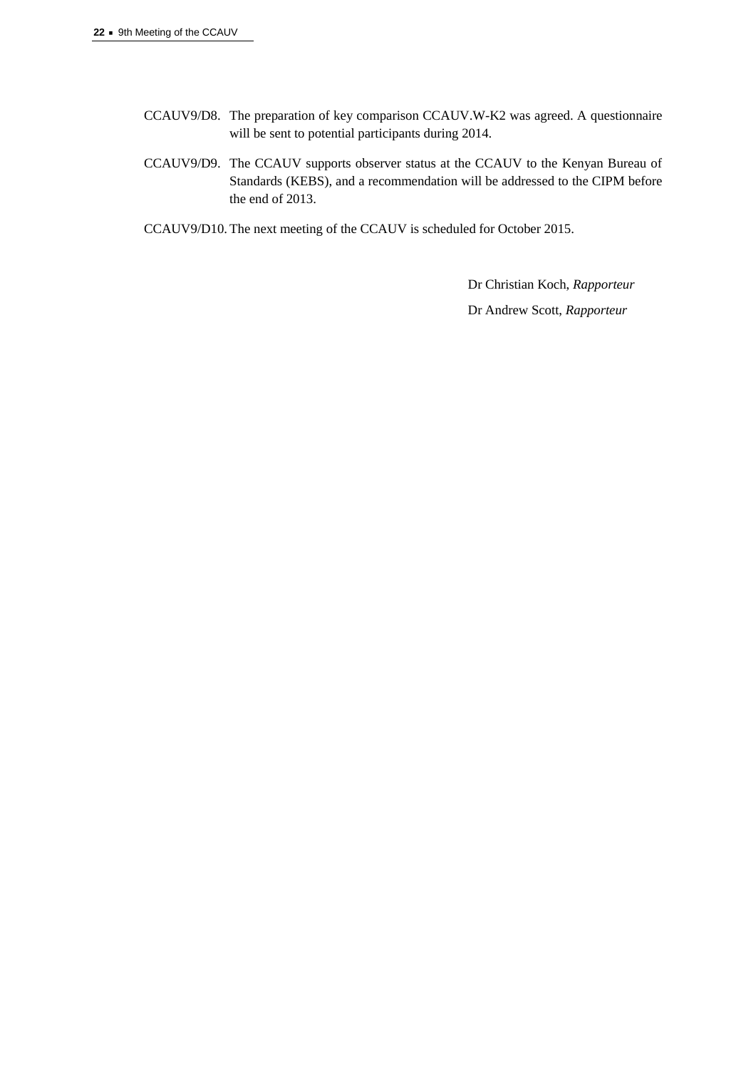CCAUV9/D8. The preparation of key comparison CCAUV.W-K2 was agreed. A questionnaire will be sent to potential participants during 2014.

CCAUV9/D9. The CCAUV supports observer status at the CCAUV to the Kenyan Bureau of Standards (KEBS), and a recommendation will be addressed to the CIPM before the end of 2013.

CCAUV9/D10. The next meeting of the CCAUV is scheduled for October 2015.

Dr Christian Koch, *Rapporteur*

Dr Andrew Scott, *Rapporteur*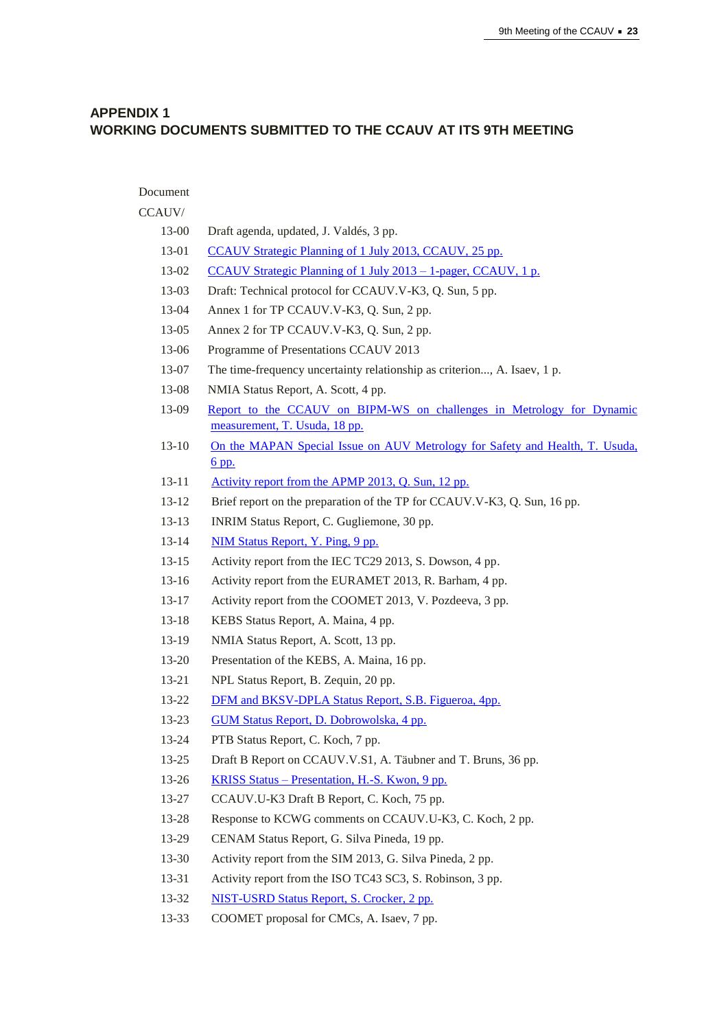## APPENDIX 1
## WORKING DOCUMENTS SUBMITTED TO THE CCAUV AT ITS 9TH MEETING

Document
CCAUV/

| | |
|---|---|
| 13-00 | Draft agenda, updated, J. Valdés, 3 pp. |
| 13-01 | CCAUV Strategic Planning of 1 July 2013, CCAUV, 25 pp. |
| 13-02 | CCAUV Strategic Planning of 1 July 2013 – 1-pager, CCAUV, 1 p. |
| 13-03 | Draft: Technical protocol for CCAUV.V-K3, Q. Sun, 5 pp. |
| 13-04 | Annex 1 for TP CCAUV.V-K3, Q. Sun, 2 pp. |
| 13-05 | Annex 2 for TP CCAUV.V-K3, Q. Sun, 2 pp. |
| 13-06 | Programme of Presentations CCAUV 2013 |
| 13-07 | The time-frequency uncertainty relationship as criterion..., A. Isaev, 1 p. |
| 13-08 | NMIA Status Report, A. Scott, 4 pp. |
| 13-09 | Report to the CCAUV on BIPM-WS on challenges in Metrology for Dynamic measurement, T. Usuda, 18 pp. |
| 13-10 | On the MAPAN Special Issue on AUV Metrology for Safety and Health, T. Usuda, 6 pp. |
| 13-11 | Activity report from the APMP 2013, Q. Sun, 12 pp. |
| 13-12 | Brief report on the preparation of the TP for CCAUV.V-K3, Q. Sun, 16 pp. |
| 13-13 | INRIM Status Report, C. Guglielmone, 30 pp. |
| 13-14 | NIM Status Report, Y. Ping, 9 pp. |
| 13-15 | Activity report from the IEC TC29 2013, S. Dowson, 4 pp. |
| 13-16 | Activity report from the EURAMET 2013, R. Barham, 4 pp. |
| 13-17 | Activity report from the COOMET 2013, V. Pozdeeva, 3 pp. |
| 13-18 | KEBS Status Report, A. Maina, 4 pp. |
| 13-19 | NMIA Status Report, A. Scott, 13 pp. |
| 13-20 | Presentation of the KEBS, A. Maina, 16 pp. |
| 13-21 | NPL Status Report, B. Zequin, 20 pp. |
| 13-22 | DFM and BKSV-DPLA Status Report, S.B. Figueroa, 4pp. |
| 13-23 | GUM Status Report, D. Dobrowolska, 4 pp. |
| 13-24 | PTB Status Report, C. Koch, 7 pp. |
| 13-25 | Draft B Report on CCAUV.V.S1, A. Täubner and T. Bruns, 36 pp. |
| 13-26 | KRISS Status – Presentation, H.-S. Kwon, 9 pp. |
| 13-27 | CCAUV.U-K3 Draft B Report, C. Koch, 75 pp. |
| 13-28 | Response to KCWG comments on CCAUV.U-K3, C. Koch, 2 pp. |
| 13-29 | CENAM Status Report, G. Silva Pineda, 19 pp. |
| 13-30 | Activity report from the SIM 2013, G. Silva Pineda, 2 pp. |
| 13-31 | Activity report from the ISO TC43 SC3, S. Robinson, 3 pp. |
| 13-32 | NIST-USRD Status Report, S. Crocker, 2 pp. |
| 13-33 | COOMET proposal for CMCs, A. Isaev, 7 pp. |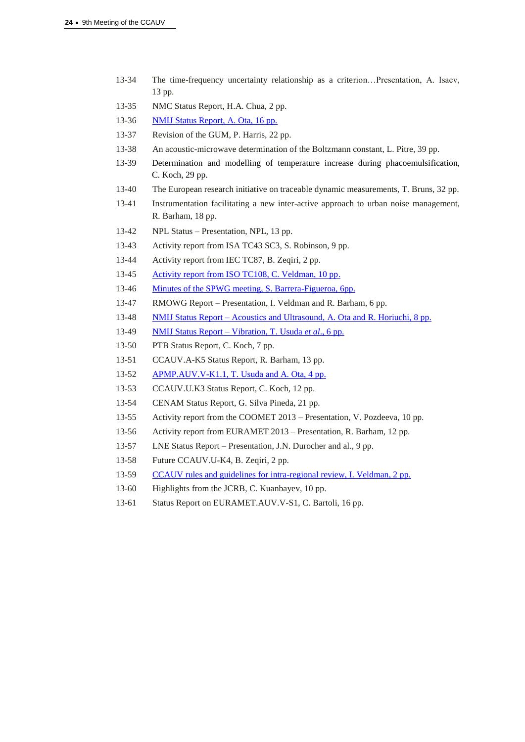13-34 The time-frequency uncertainty relationship as a criterion…Presentation, A. Isaev, 13 pp.

13-35 NMC Status Report, H.A. Chua, 2 pp.

13-36 NMIJ Status Report, A. Ota, 16 pp.

13-37 Revision of the GUM, P. Harris, 22 pp.

13-38 An acoustic-microwave determination of the Boltzmann constant, L. Pitre, 39 pp.

13-39 Determination and modelling of temperature increase during phacoemulsification, C. Koch, 29 pp.

13-40 The European research initiative on traceable dynamic measurements, T. Bruns, 32 pp.

13-41 Instrumentation facilitating a new inter-active approach to urban noise management, R. Barham, 18 pp.

13-42 NPL Status – Presentation, NPL, 13 pp.

13-43 Activity report from ISA TC43 SC3, S. Robinson, 9 pp.

13-44 Activity report from IEC TC87, B. Zeqiri, 2 pp.

13-45 Activity report from ISO TC108, C. Veldman, 10 pp.

13-46 Minutes of the SPWG meeting, S. Barrera-Figueroa, 6pp.

13-47 RMOWG Report – Presentation, I. Veldman and R. Barham, 6 pp.

13-48 NMIJ Status Report – Acoustics and Ultrasound, A. Ota and R. Horiuchi, 8 pp.

13-49 NMIJ Status Report – Vibration, T. Usuda *et al*., 6 pp.

13-50 PTB Status Report, C. Koch, 7 pp.

13-51 CCAUV.A-K5 Status Report, R. Barham, 13 pp.

13-52 APMP.AUV.V-K1.1, T. Usuda and A. Ota, 4 pp.

13-53 CCAUV.U.K3 Status Report, C. Koch, 12 pp.

13-54 CENAM Status Report, G. Silva Pineda, 21 pp.

13-55 Activity report from the COOMET 2013 – Presentation, V. Pozdeeva, 10 pp.

13-56 Activity report from EURAMET 2013 – Presentation, R. Barham, 12 pp.

13-57 LNE Status Report – Presentation, J.N. Durocher and al., 9 pp.

13-58 Future CCAUV.U-K4, B. Zeqiri, 2 pp.

13-59 CCAUV rules and guidelines for intra-regional review, I. Veldman, 2 pp.

13-60 Highlights from the JCRB, C. Kuanbayev, 10 pp.

13-61 Status Report on EURAMET.AUV.V-S1, C. Bartoli, 16 pp.